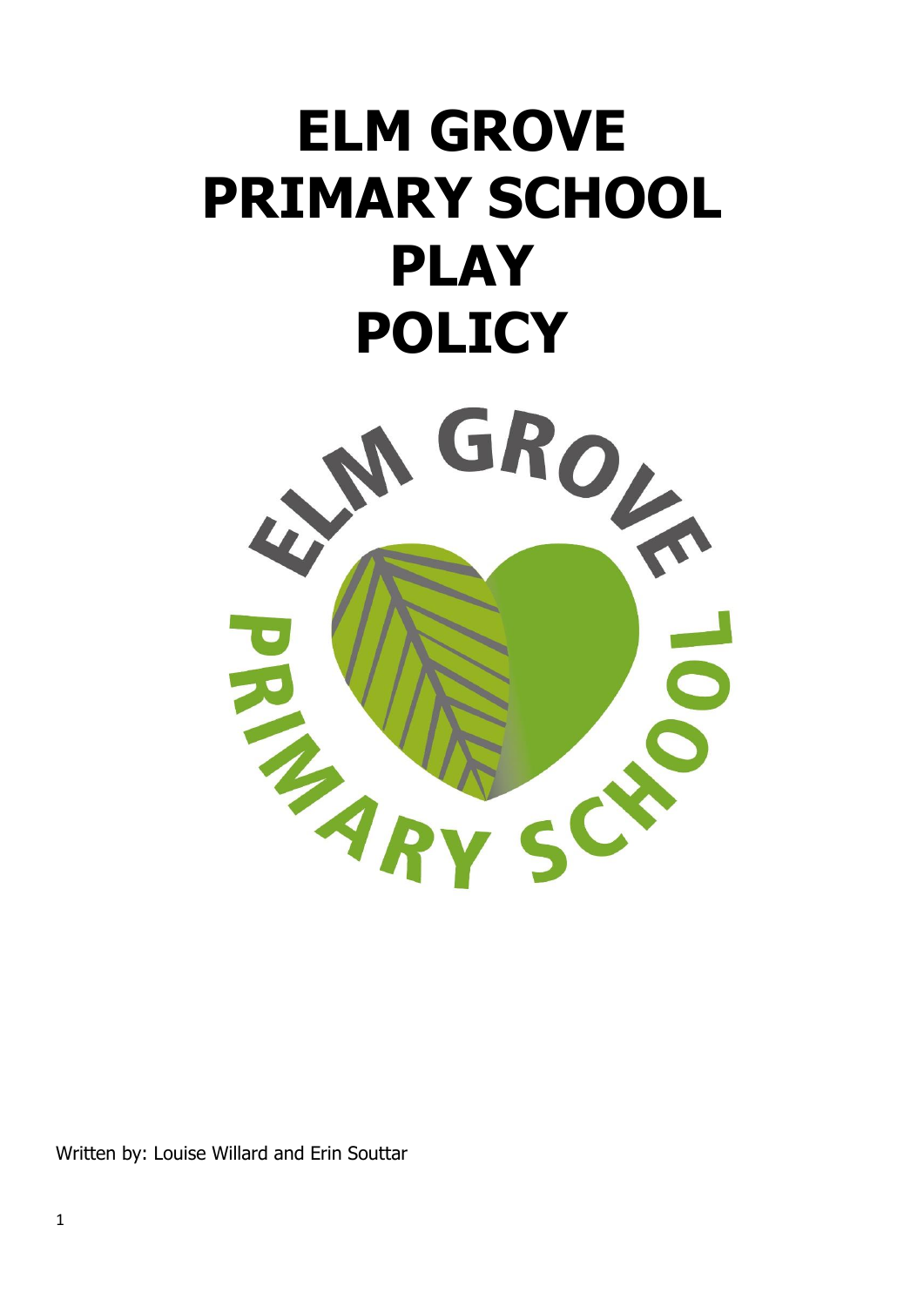# ELM GROVE PRIMARY SCHOOL PLAY POLICY

Written by: Louise Willard and Erin Souttar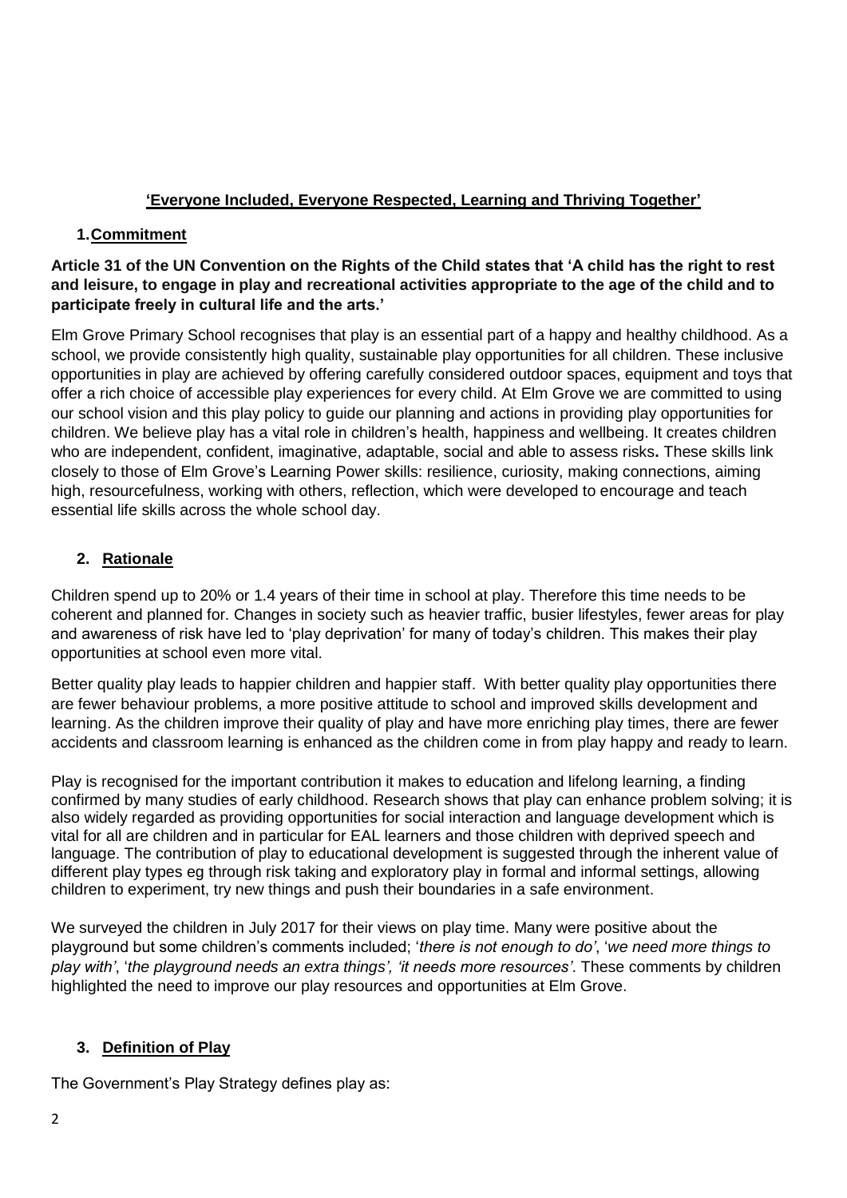**'Everyone Included, Everyone Respected, Learning and Thriving Together'**

## 1. Commitment

**Article 31 of the UN Convention on the Rights of the Child states that 'A child has the right to rest and leisure, to engage in play and recreational activities appropriate to the age of the child and to participate freely in cultural life and the arts.'**

Elm Grove Primary School recognises that play is an essential part of a happy and healthy childhood. As a school, we provide consistently high quality, sustainable play opportunities for all children. These inclusive opportunities in play are achieved by offering carefully considered outdoor spaces, equipment and toys that offer a rich choice of accessible play experiences for every child. At Elm Grove we are committed to using our school vision and this play policy to guide our planning and actions in providing play opportunities for children. We believe play has a vital role in children's health, happiness and wellbeing. It creates children who are independent, confident, imaginative, adaptable, social and able to assess risks**.** These skills link closely to those of Elm Grove's Learning Power skills: resilience, curiosity, making connections, aiming high, resourcefulness, working with others, reflection, which were developed to encourage and teach essential life skills across the whole school day.

## 2. Rationale

Children spend up to 20% or 1.4 years of their time in school at play. Therefore this time needs to be coherent and planned for. Changes in society such as heavier traffic, busier lifestyles, fewer areas for play and awareness of risk have led to 'play deprivation' for many of today's children. This makes their play opportunities at school even more vital.

Better quality play leads to happier children and happier staff. With better quality play opportunities there are fewer behaviour problems, a more positive attitude to school and improved skills development and learning. As the children improve their quality of play and have more enriching play times, there are fewer accidents and classroom learning is enhanced as the children come in from play happy and ready to learn.

Play is recognised for the important contribution it makes to education and lifelong learning, a finding confirmed by many studies of early childhood. Research shows that play can enhance problem solving; it is also widely regarded as providing opportunities for social interaction and language development which is vital for all are children and in particular for EAL learners and those children with deprived speech and language. The contribution of play to educational development is suggested through the inherent value of different play types eg through risk taking and exploratory play in formal and informal settings, allowing children to experiment, try new things and push their boundaries in a safe environment.

We surveyed the children in July 2017 for their views on play time. Many were positive about the playground but some children's comments included; '*there is not enough to do'*, '*we need more things to play with'*, '*the playground needs an extra things', 'it needs more resources'*. These comments by children highlighted the need to improve our play resources and opportunities at Elm Grove.

## 3. Definition of Play

The Government's Play Strategy defines play as: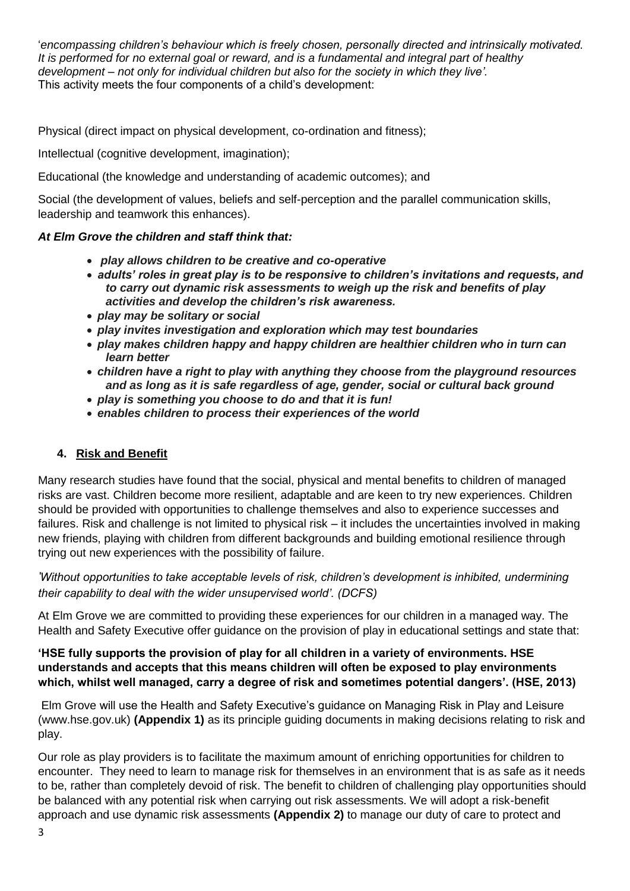'*encompassing children's behaviour which is freely chosen, personally directed and intrinsically motivated. It is performed for no external goal or reward, and is a fundamental and integral part of healthy development – not only for individual children but also for the society in which they live'.*
This activity meets the four components of a child's development:

Physical (direct impact on physical development, co-ordination and fitness);

Intellectual (cognitive development, imagination);

Educational (the knowledge and understanding of academic outcomes); and

Social (the development of values, beliefs and self-perception and the parallel communication skills, leadership and teamwork this enhances).

***At Elm Grove the children and staff think that:***

- ***play allows children to be creative and co-operative***
- ***adults' roles in great play is to be responsive to children's invitations and requests, and to carry out dynamic risk assessments to weigh up the risk and benefits of play activities and develop the children's risk awareness.***
- ***play may be solitary or social***
- ***play invites investigation and exploration which may test boundaries***
- ***play makes children happy and happy children are healthier children who in turn can learn better***
- ***children have a right to play with anything they choose from the playground resources and as long as it is safe regardless of age, gender, social or cultural back ground***
- ***play is something you choose to do and that it is fun!***
- ***enables children to process their experiences of the world***

## 4. Risk and Benefit

Many research studies have found that the social, physical and mental benefits to children of managed risks are vast. Children become more resilient, adaptable and are keen to try new experiences. Children should be provided with opportunities to challenge themselves and also to experience successes and failures. Risk and challenge is not limited to physical risk – it includes the uncertainties involved in making new friends, playing with children from different backgrounds and building emotional resilience through trying out new experiences with the possibility of failure.

*'Without opportunities to take acceptable levels of risk, children's development is inhibited, undermining their capability to deal with the wider unsupervised world'. (DCFS)*

At Elm Grove we are committed to providing these experiences for our children in a managed way. The Health and Safety Executive offer guidance on the provision of play in educational settings and state that:

**'HSE fully supports the provision of play for all children in a variety of environments. HSE understands and accepts that this means children will often be exposed to play environments which, whilst well managed, carry a degree of risk and sometimes potential dangers'. (HSE, 2013)**

Elm Grove will use the Health and Safety Executive's guidance on Managing Risk in Play and Leisure (www.hse.gov.uk) **(Appendix 1)** as its principle guiding documents in making decisions relating to risk and play.

Our role as play providers is to facilitate the maximum amount of enriching opportunities for children to encounter. They need to learn to manage risk for themselves in an environment that is as safe as it needs to be, rather than completely devoid of risk. The benefit to children of challenging play opportunities should be balanced with any potential risk when carrying out risk assessments. We will adopt a risk-benefit approach and use dynamic risk assessments **(Appendix 2)** to manage our duty of care to protect and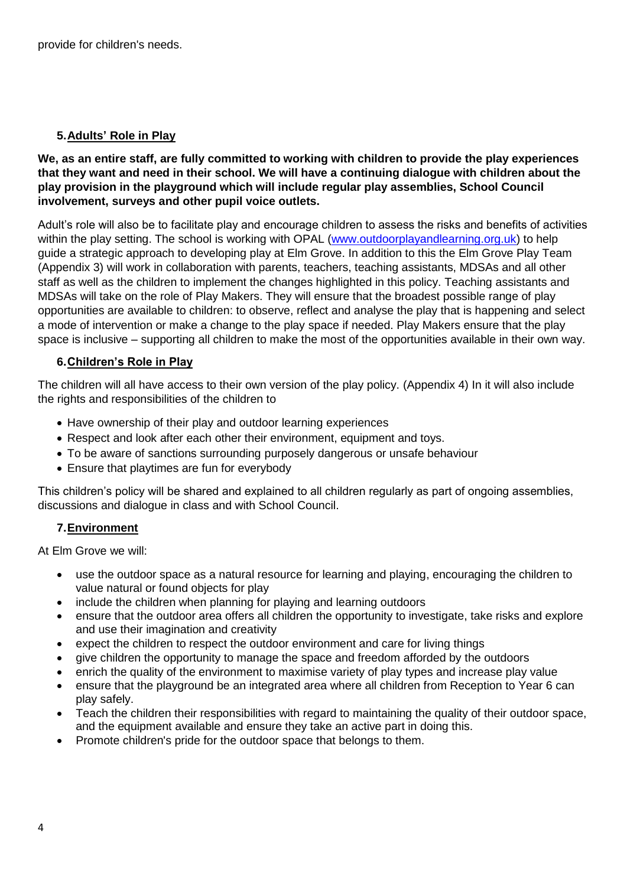provide for children's needs.

## 5. Adults' Role in Play

**We, as an entire staff, are fully committed to working with children to provide the play experiences that they want and need in their school. We will have a continuing dialogue with children about the play provision in the playground which will include regular play assemblies, School Council involvement, surveys and other pupil voice outlets.**

Adult's role will also be to facilitate play and encourage children to assess the risks and benefits of activities within the play setting. The school is working with OPAL ([www.outdoorplayandlearning.org.uk](www.outdoorplayandlearning.org.uk)) to help guide a strategic approach to developing play at Elm Grove. In addition to this the Elm Grove Play Team (Appendix 3) will work in collaboration with parents, teachers, teaching assistants, MDSAs and all other staff as well as the children to implement the changes highlighted in this policy. Teaching assistants and MDSAs will take on the role of Play Makers. They will ensure that the broadest possible range of play opportunities are available to children: to observe, reflect and analyse the play that is happening and select a mode of intervention or make a change to the play space if needed. Play Makers ensure that the play space is inclusive – supporting all children to make the most of the opportunities available in their own way.

## 6. Children's Role in Play

The children will all have access to their own version of the play policy. (Appendix 4) In it will also include the rights and responsibilities of the children to

- Have ownership of their play and outdoor learning experiences
- Respect and look after each other their environment, equipment and toys.
- To be aware of sanctions surrounding purposely dangerous or unsafe behaviour
- Ensure that playtimes are fun for everybody

This children's policy will be shared and explained to all children regularly as part of ongoing assemblies, discussions and dialogue in class and with School Council.

## 7. Environment

At Elm Grove we will:

- use the outdoor space as a natural resource for learning and playing, encouraging the children to value natural or found objects for play
- include the children when planning for playing and learning outdoors
- ensure that the outdoor area offers all children the opportunity to investigate, take risks and explore and use their imagination and creativity
- expect the children to respect the outdoor environment and care for living things
- give children the opportunity to manage the space and freedom afforded by the outdoors
- enrich the quality of the environment to maximise variety of play types and increase play value
- ensure that the playground be an integrated area where all children from Reception to Year 6 can play safely.
- Teach the children their responsibilities with regard to maintaining the quality of their outdoor space, and the equipment available and ensure they take an active part in doing this.
- Promote children's pride for the outdoor space that belongs to them.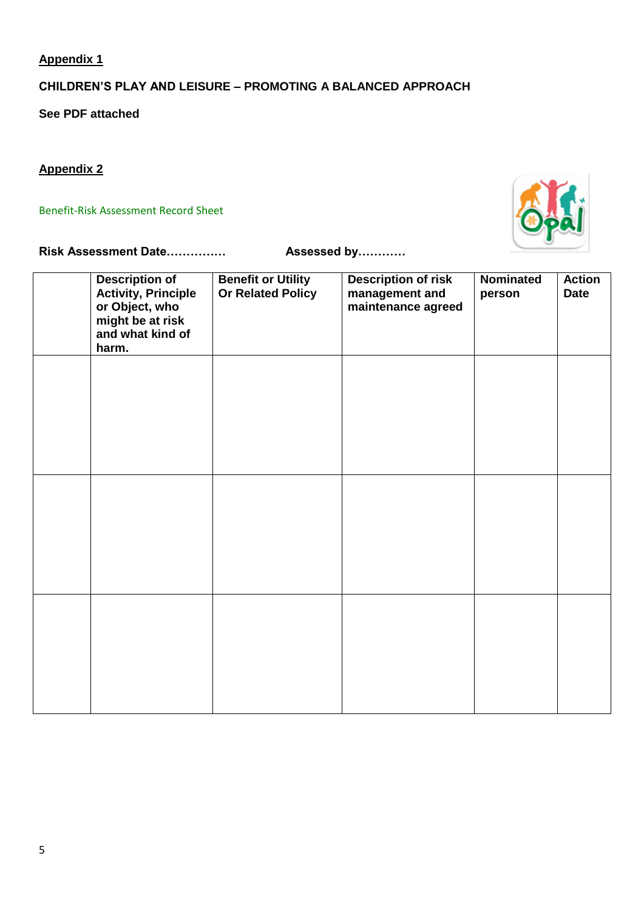## Appendix 1

**CHILDREN'S PLAY AND LEISURE – PROMOTING A BALANCED APPROACH**

**See PDF attached**

## Appendix 2

Benefit-Risk Assessment Record Sheet

**Risk Assessment Date……………** **Assessed by…………**

| | Description of Activity, Principle or Object, who might be at risk and what kind of harm. | Benefit or Utility Or Related Policy | Description of risk management and maintenance agreed | Nominated person | Action Date |
|---|---|---|---|---|---|
| | | | | | |
| | | | | | |
| | | | | | |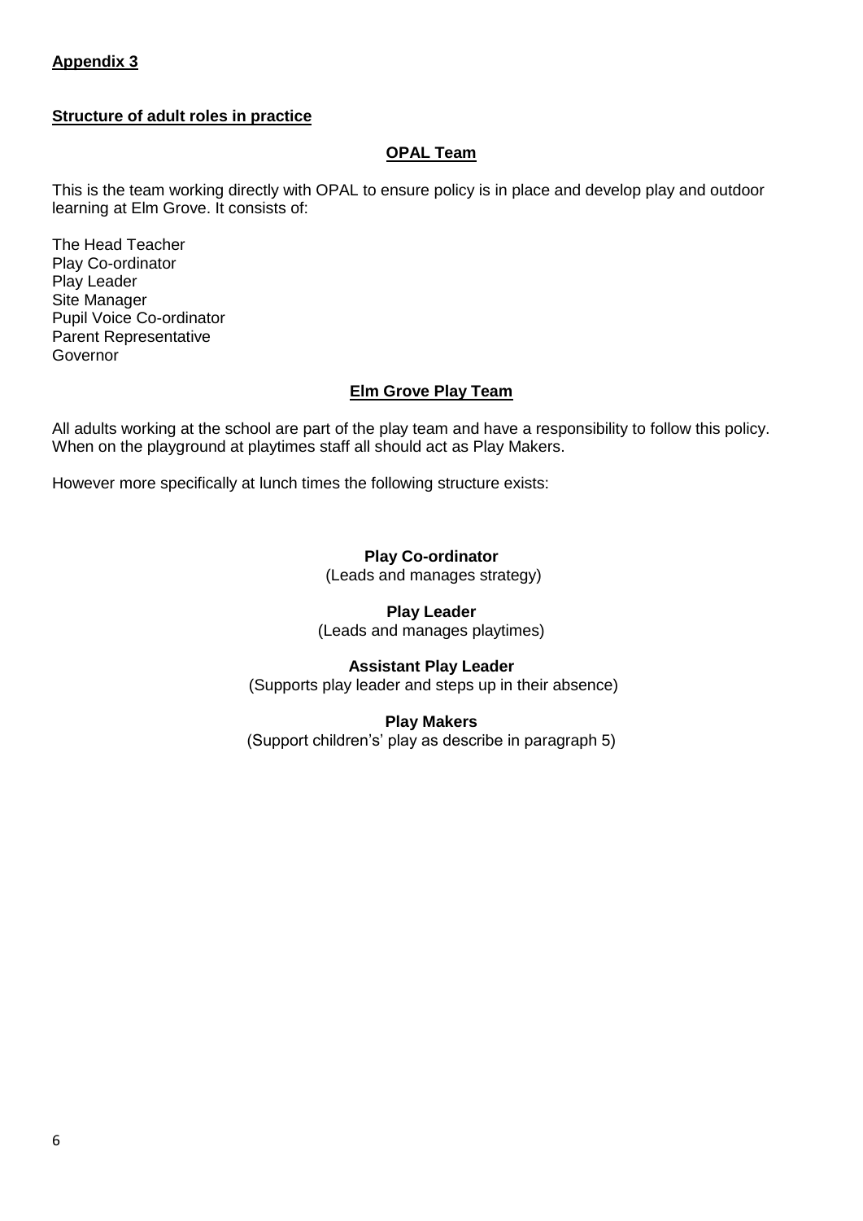## Appendix 3

### Structure of adult roles in practice

#### OPAL Team

This is the team working directly with OPAL to ensure policy is in place and develop play and outdoor learning at Elm Grove. It consists of:

The Head Teacher
Play Co-ordinator
Play Leader
Site Manager
Pupil Voice Co-ordinator
Parent Representative
Governor

#### Elm Grove Play Team

All adults working at the school are part of the play team and have a responsibility to follow this policy. When on the playground at playtimes staff all should act as Play Makers.

However more specifically at lunch times the following structure exists:

**Play Co-ordinator**
(Leads and manages strategy)

**Play Leader**
(Leads and manages playtimes)

**Assistant Play Leader**
(Supports play leader and steps up in their absence)

**Play Makers**
(Support children's' play as describe in paragraph 5)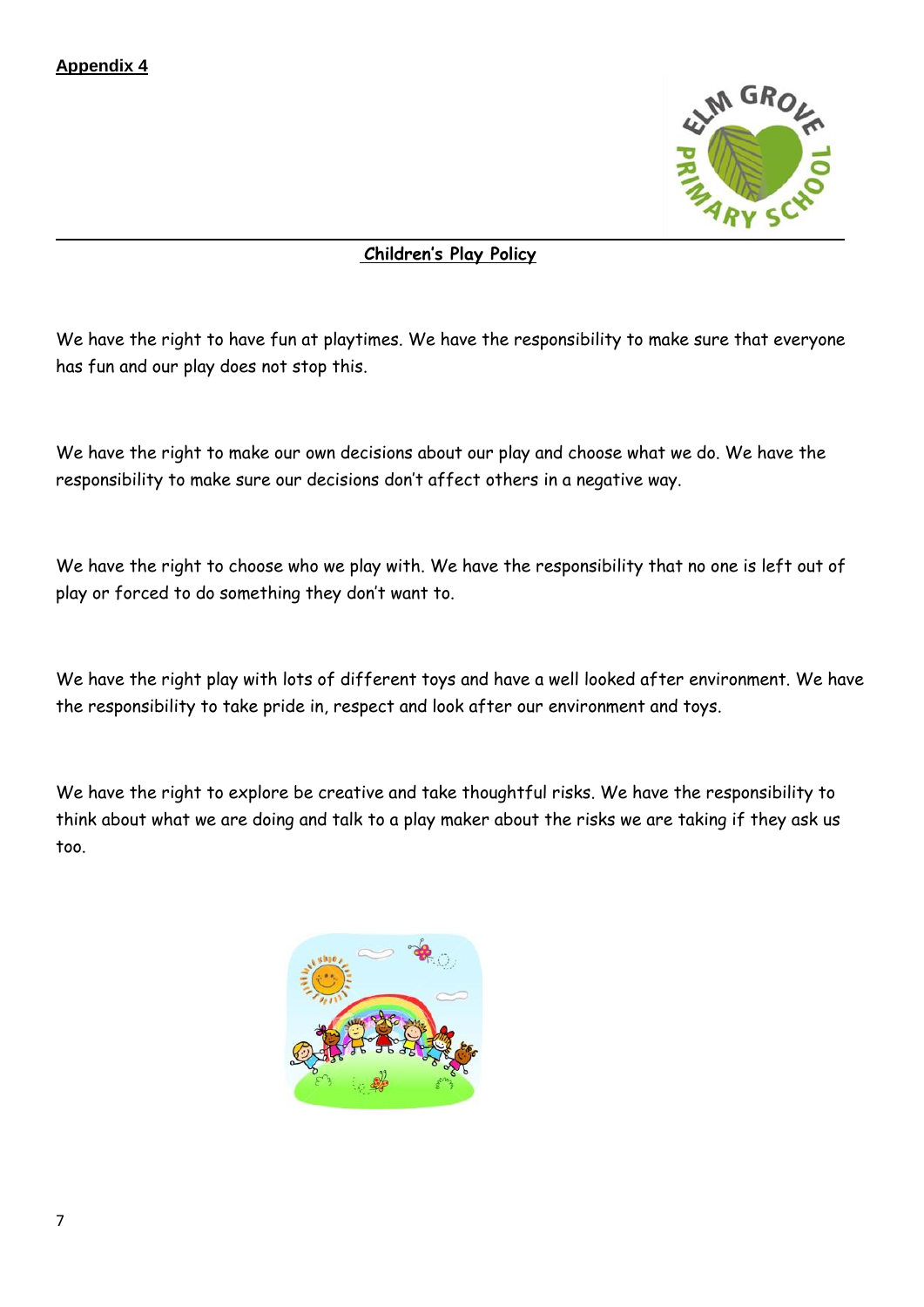**Appendix 4**

## Children's Play Policy

We have the right to have fun at playtimes. We have the responsibility to make sure that everyone has fun and our play does not stop this.

We have the right to make our own decisions about our play and choose what we do. We have the responsibility to make sure our decisions don't affect others in a negative way.

We have the right to choose who we play with. We have the responsibility that no one is left out of play or forced to do something they don't want to.

We have the right play with lots of different toys and have a well looked after environment. We have the responsibility to take pride in, respect and look after our environment and toys.

We have the right to explore be creative and take thoughtful risks. We have the responsibility to think about what we are doing and talk to a play maker about the risks we are taking if they ask us too.